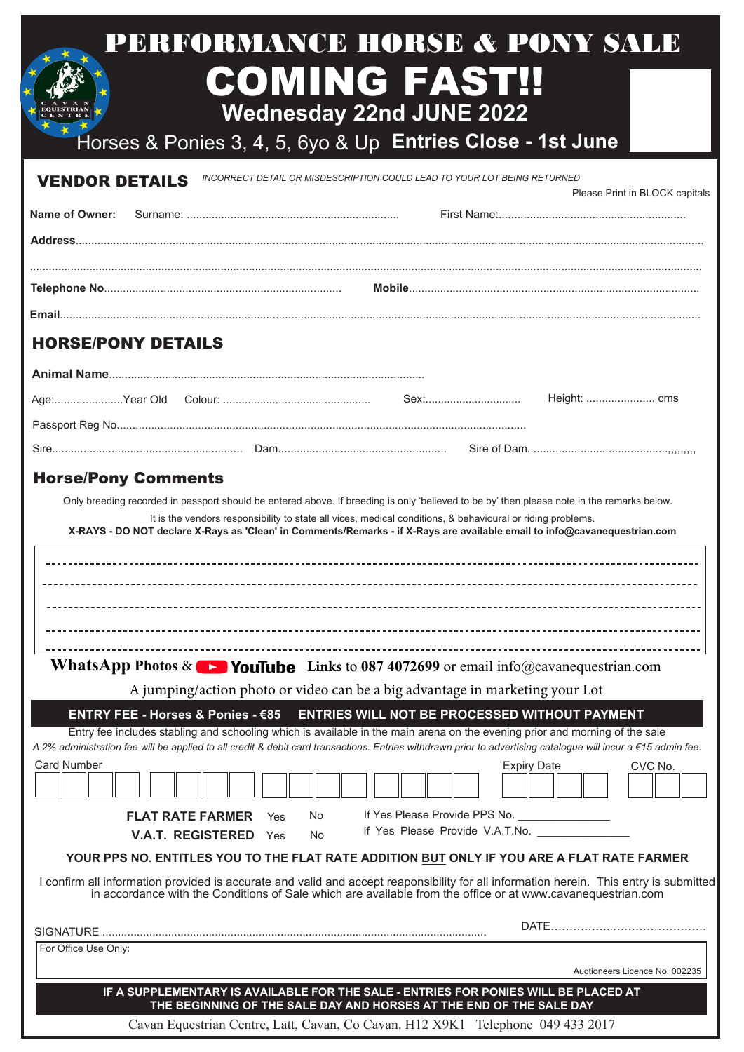# PERFORMANCE HORSE & PONY SALE

# COMING FAST!!

## Wednesday 22nd JUNE 2022

Horses & Ponies 3, 4, 5, 6yo & Up **Entries Close - 1st June**

## VENDOR DETAILS

*INCORRECT DETAIL OR MISDESCRIPTION COULD LEAD TO YOUR LOT BEING RETURNED*

Please Print in BLOCK capitals

**Name of Owner:** Surname: ................................................................... First Name:............................................................

**Address**.................................................................................................................................................................................

.................................................................................................................................................................................

**Telephone No**........................................................................... **Mobile**...........................................................................................

**Email**.................................................................................................................................................................................

## HORSE/PONY DETAILS

**Animal Name**....................................................................................................

Age:......................Year Old Colour: ............................................... Sex:............................... Height: ...................... cms

Passport Reg No..................................................................................................................................

Sire............................................................ Dam...................................................... Sire of Dam..................................................,,,,,,,,,

## Horse/Pony Comments

Only breeding recorded in passport should be entered above. If breeding is only 'believed to be by' then please note in the remarks below.

It is the vendors responsibility to state all vices, medical conditions, & behavioural or riding problems.

**X-RAYS - DO NOT declare X-Rays as 'Clean' in Comments/Remarks - if X-Rays are available email to info@cavanequestrian.com**

------------------------------------------------------------------------------------------------

------------------------------------------------------------------------------------------------

------------------------------------------------------------------------------------------------

------------------------------------------------------------------------------------------------

------------------------------------------------------------------------------------------------

**WhatsApp Photos** & **YouTube** **Links** to **087 4072699** or email info@cavanequestrian.com

A jumping/action photo or video can be a big advantage in marketing your Lot

**ENTRY FEE - Horses & Ponies - €85 ENTRIES WILL NOT BE PROCESSED WITHOUT PAYMENT**

Entry fee includes stabling and schooling which is available in the main arena on the evening prior and morning of the sale

*A 2% administration fee will be applied to all credit & debit card transactions. Entries withdrawn prior to advertising catalogue will incur a €15 admin fee.*

Card Number | Expiry Date | CVC No.

**FLAT RATE FARMER** Yes No If Yes Please Provide PPS No. _______________

**V.A.T. REGISTERED** Yes No If Yes Please Provide V.A.T.No. _______________

**YOUR PPS NO. ENTITLES YOU TO THE FLAT RATE ADDITION BUT ONLY IF YOU ARE A FLAT RATE FARMER**

I confirm all information provided is accurate and valid and accept reaponsibility for all information herein. This entry is submitted in accordance with the Conditions of Sale which are available from the office or at www.cavanequestrian.com

SIGNATURE ........................................................................................................................ DATE………………..…………………….

For Office Use Only:

Auctioneers Licence No. 002235

**IF A SUPPLEMENTARY IS AVAILABLE FOR THE SALE - ENTRIES FOR PONIES WILL BE PLACED AT THE BEGINNING OF THE SALE DAY AND HORSES AT THE END OF THE SALE DAY**

Cavan Equestrian Centre, Latt, Cavan, Co Cavan. H12 X9K1 Telephone 049 433 2017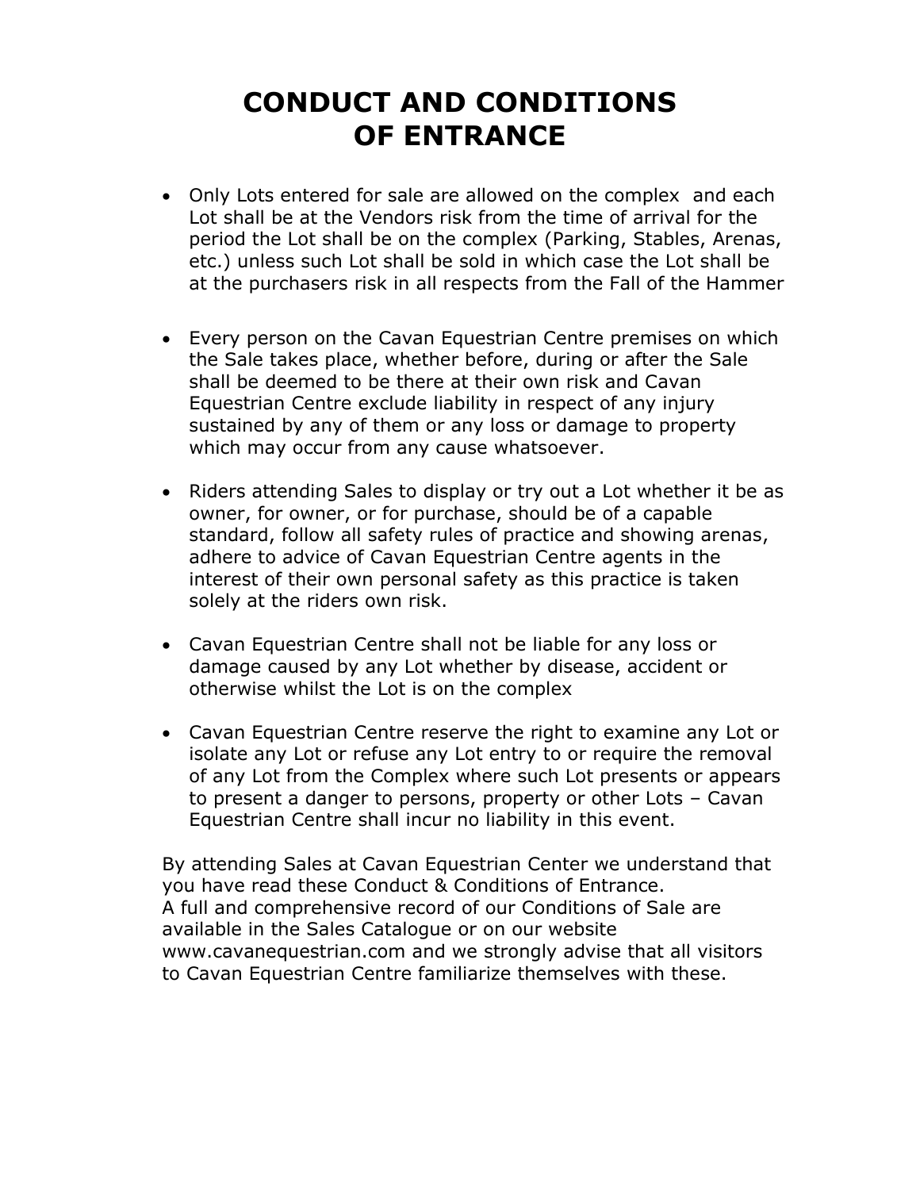# CONDUCT AND CONDITIONS OF ENTRANCE

- Only Lots entered for sale are allowed on the complex and each Lot shall be at the Vendors risk from the time of arrival for the period the Lot shall be on the complex (Parking, Stables, Arenas, etc.) unless such Lot shall be sold in which case the Lot shall be at the purchasers risk in all respects from the Fall of the Hammer

- Every person on the Cavan Equestrian Centre premises on which the Sale takes place, whether before, during or after the Sale shall be deemed to be there at their own risk and Cavan Equestrian Centre exclude liability in respect of any injury sustained by any of them or any loss or damage to property which may occur from any cause whatsoever.

- Riders attending Sales to display or try out a Lot whether it be as owner, for owner, or for purchase, should be of a capable standard, follow all safety rules of practice and showing arenas, adhere to advice of Cavan Equestrian Centre agents in the interest of their own personal safety as this practice is taken solely at the riders own risk.

- Cavan Equestrian Centre shall not be liable for any loss or damage caused by any Lot whether by disease, accident or otherwise whilst the Lot is on the complex

- Cavan Equestrian Centre reserve the right to examine any Lot or isolate any Lot or refuse any Lot entry to or require the removal of any Lot from the Complex where such Lot presents or appears to present a danger to persons, property or other Lots – Cavan Equestrian Centre shall incur no liability in this event.

By attending Sales at Cavan Equestrian Center we understand that you have read these Conduct & Conditions of Entrance.
A full and comprehensive record of our Conditions of Sale are available in the Sales Catalogue or on our website www.cavanequestrian.com and we strongly advise that all visitors to Cavan Equestrian Centre familiarize themselves with these.